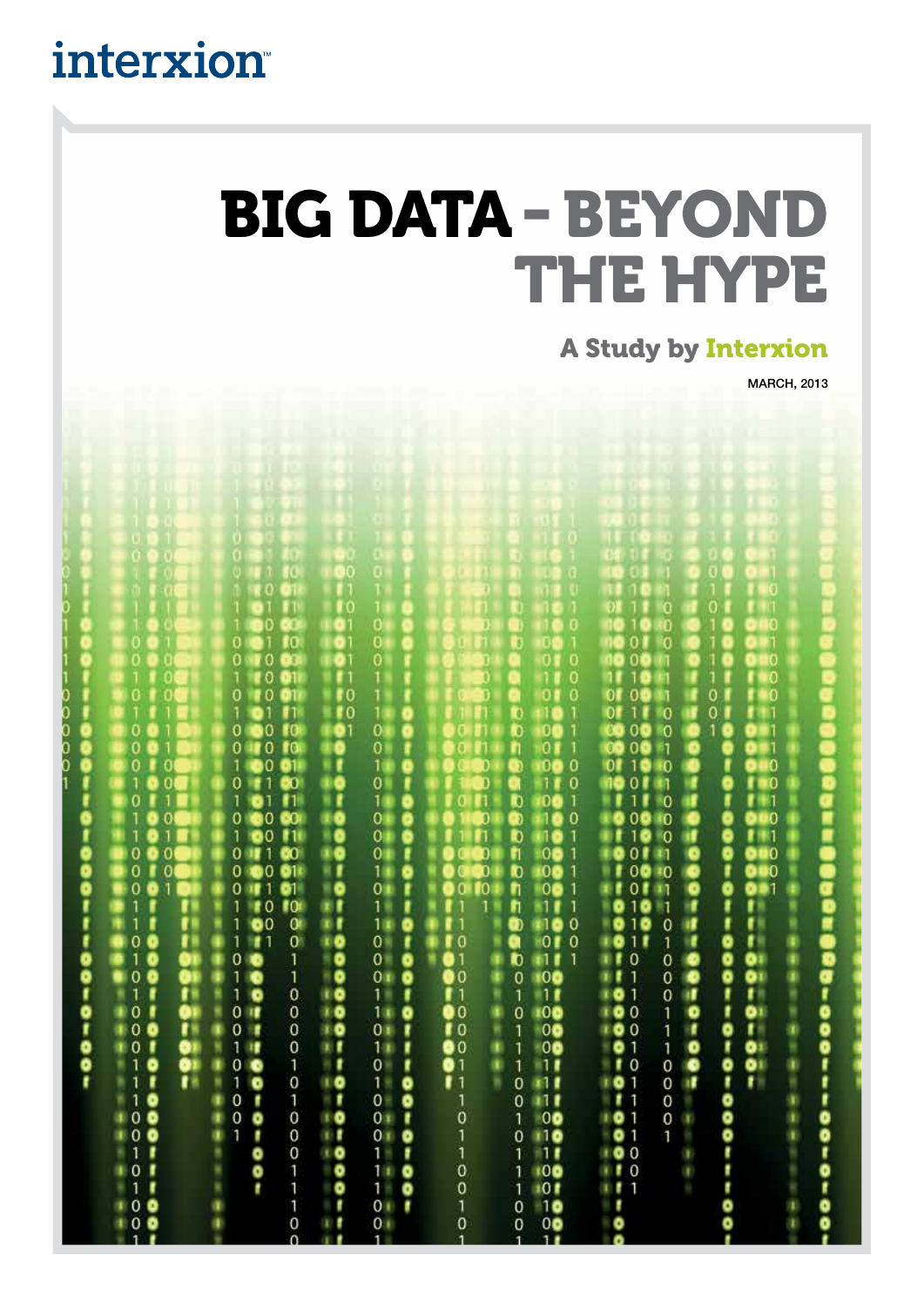interxion

# BIG DATA – BEYOND THE HYPE

## A Study by Interxion

MARCH, 2013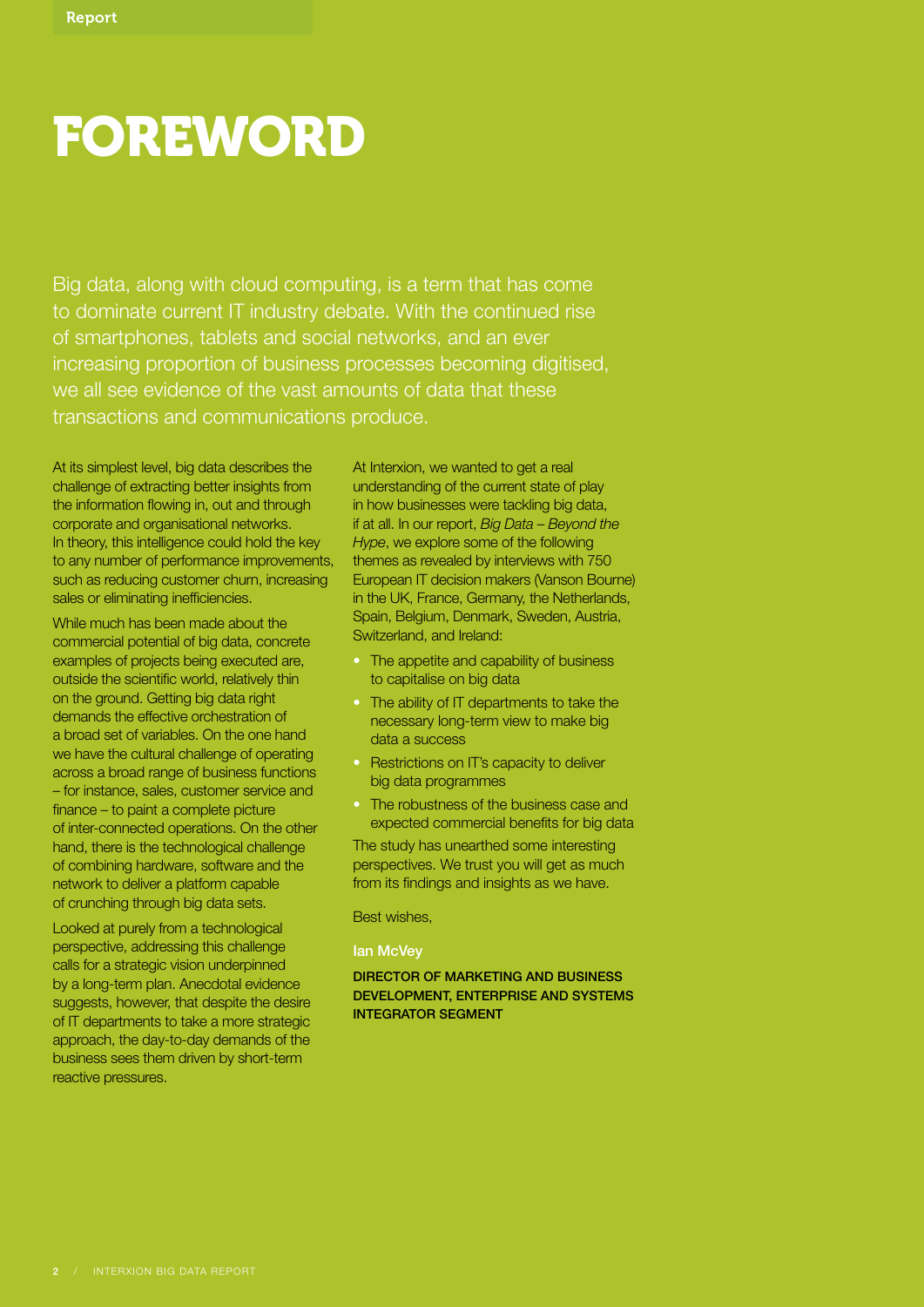# FOREWORD

Big data, along with cloud computing, is a term that has come to dominate current IT industry debate. With the continued rise of smartphones, tablets and social networks, and an ever increasing proportion of business processes becoming digitised, we all see evidence of the vast amounts of data that these transactions and communications produce.

At its simplest level, big data describes the challenge of extracting better insights from the information flowing in, out and through corporate and organisational networks. In theory, this intelligence could hold the key to any number of performance improvements, such as reducing customer churn, increasing sales or eliminating inefficiencies.

While much has been made about the commercial potential of big data, concrete examples of projects being executed are, outside the scientific world, relatively thin on the ground. Getting big data right demands the effective orchestration of a broad set of variables. On the one hand we have the cultural challenge of operating across a broad range of business functions – for instance, sales, customer service and finance – to paint a complete picture of inter-connected operations. On the other hand, there is the technological challenge of combining hardware, software and the network to deliver a platform capable of crunching through big data sets.

Looked at purely from a technological perspective, addressing this challenge calls for a strategic vision underpinned by a long-term plan. Anecdotal evidence suggests, however, that despite the desire of IT departments to take a more strategic approach, the day-to-day demands of the business sees them driven by short-term reactive pressures.

At Interxion, we wanted to get a real understanding of the current state of play in how businesses were tackling big data, if at all. In our report, *Big Data – Beyond the Hype*, we explore some of the following themes as revealed by interviews with 750 European IT decision makers (Vanson Bourne) in the UK, France, Germany, the Netherlands, Spain, Belgium, Denmark, Sweden, Austria, Switzerland, and Ireland:

- The appetite and capability of business to capitalise on big data
- The ability of IT departments to take the necessary long-term view to make big data a success
- Restrictions on IT's capacity to deliver big data programmes
- The robustness of the business case and expected commercial benefits for big data

The study has unearthed some interesting perspectives. We trust you will get as much from its findings and insights as we have.

Best wishes,

**Ian McVey**

**DIRECTOR OF MARKETING AND BUSINESS DEVELOPMENT, ENTERPRISE AND SYSTEMS INTEGRATOR SEGMENT**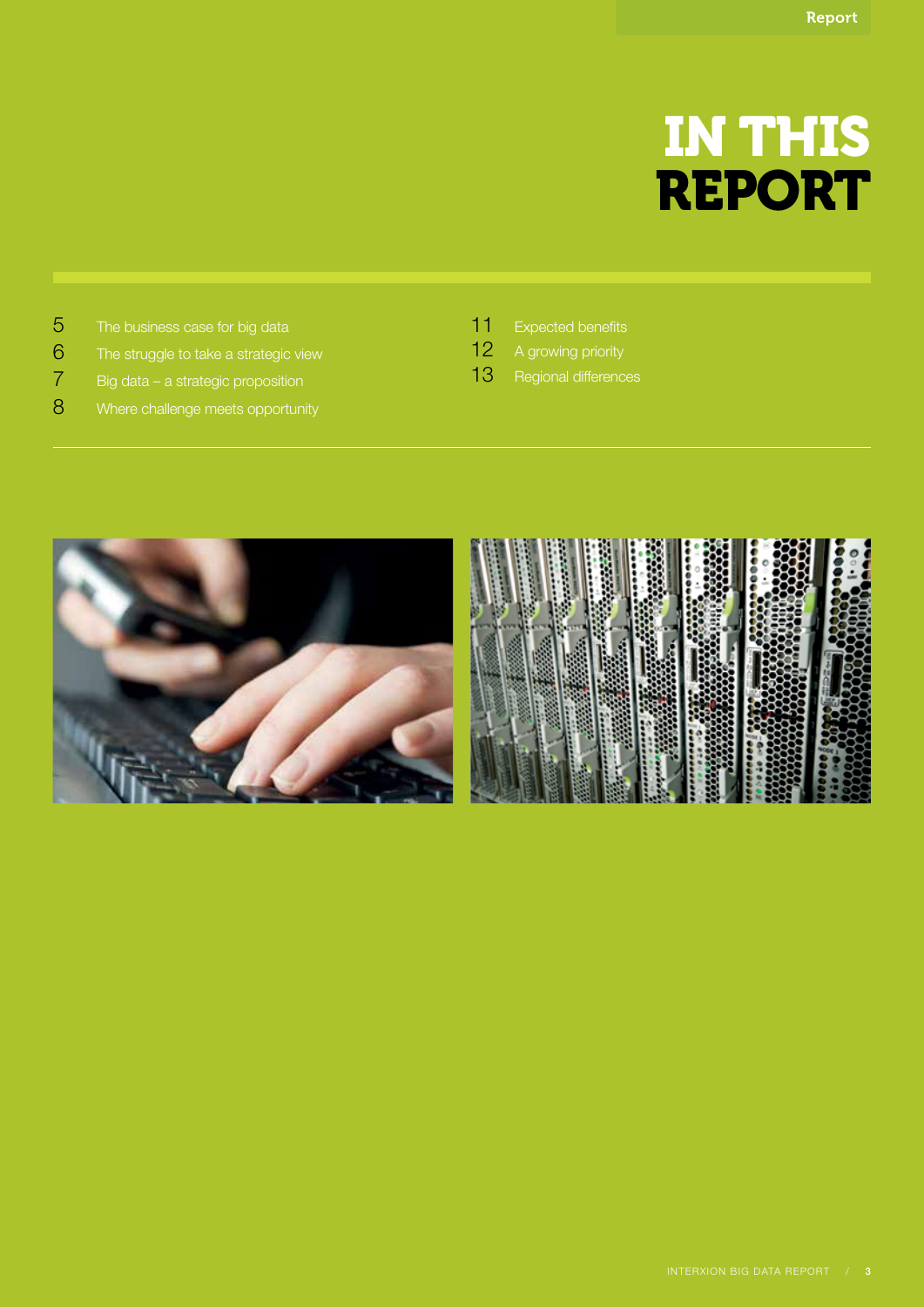# IN THIS REPORT

- 5 The business case for big data
- 6 The struggle to take a strategic view
- 7 Big data – a strategic proposition
- 8 Where challenge meets opportunity
- 11 Expected benefits
- 12 A growing priority
- 13 Regional differences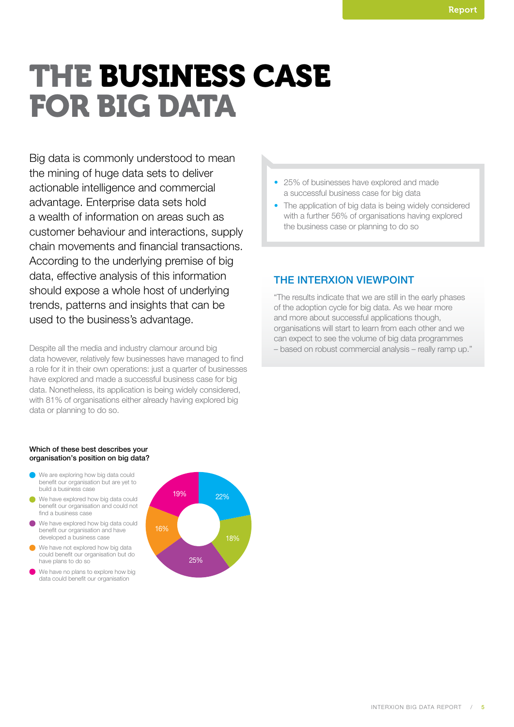# THE BUSINESS CASE FOR BIG DATA

Big data is commonly understood to mean the mining of huge data sets to deliver actionable intelligence and commercial advantage. Enterprise data sets hold a wealth of information on areas such as customer behaviour and interactions, supply chain movements and financial transactions. According to the underlying premise of big data, effective analysis of this information should expose a whole host of underlying trends, patterns and insights that can be used to the business's advantage.

Despite all the media and industry clamour around big data however, relatively few businesses have managed to find a role for it in their own operations: just a quarter of businesses have explored and made a successful business case for big data. Nonetheless, its application is being widely considered, with 81% of organisations either already having explored big data or planning to do so.

- 25% of businesses have explored and made a successful business case for big data
- The application of big data is being widely considered with a further 56% of organisations having explored the business case or planning to do so

## THE INTERXION VIEWPOINT

"The results indicate that we are still in the early phases of the adoption cycle for big data. As we hear more and more about successful applications though, organisations will start to learn from each other and we can expect to see the volume of big data programmes – based on robust commercial analysis – really ramp up."

**Which of these best describes your organisation's position on big data?**

| Response | % |
|---|---|
| We are exploring how big data could benefit our organisation but are yet to build a business case | 22% |
| We have explored how big data could benefit our organisation and could not find a business case | 18% |
| We have explored how big data could benefit our organisation and have developed a business case | 25% |
| We have not explored how big data could benefit our organisation but do have plans to do so | 16% |
| We have no plans to explore how big data could benefit our organisation | 19% |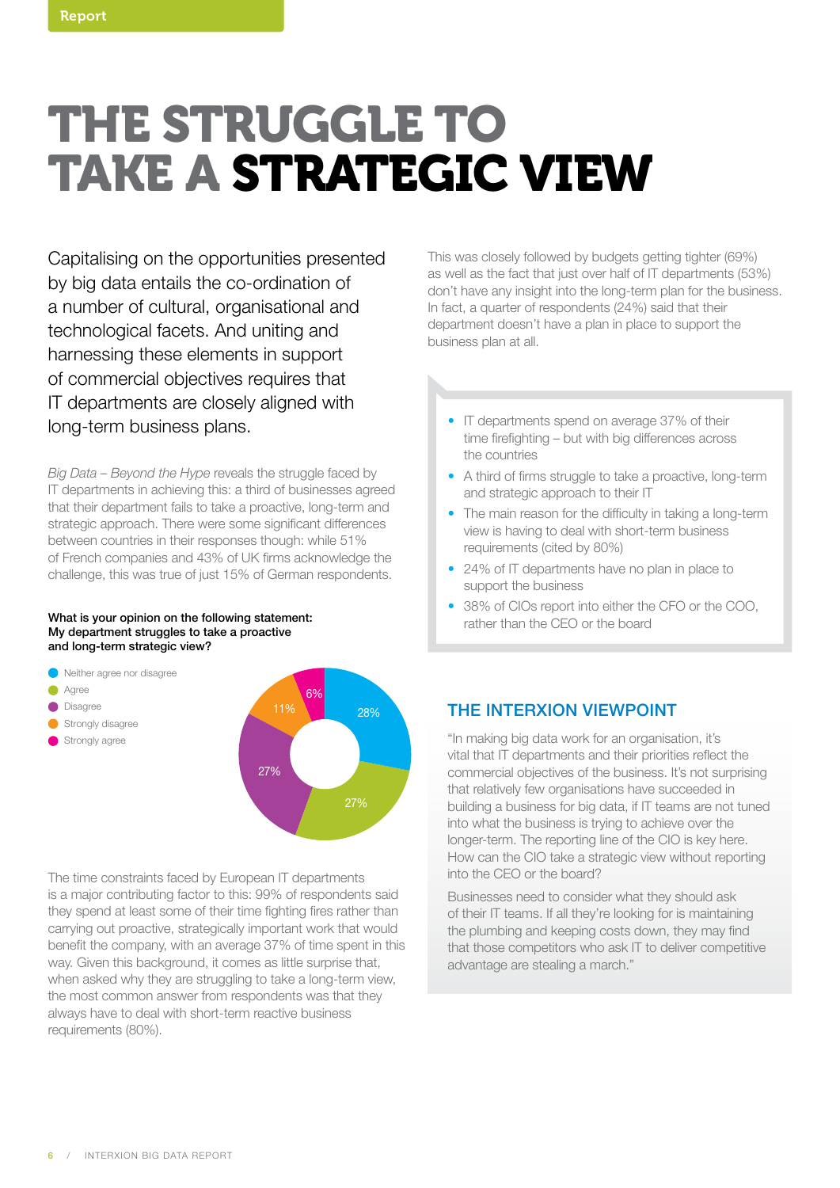# THE STRUGGLE TO TAKE A STRATEGIC VIEW

Capitalising on the opportunities presented by big data entails the co-ordination of a number of cultural, organisational and technological facets. And uniting and harnessing these elements in support of commercial objectives requires that IT departments are closely aligned with long-term business plans.

*Big Data – Beyond the Hype* reveals the struggle faced by IT departments in achieving this: a third of businesses agreed that their department fails to take a proactive, long-term and strategic approach. There were some significant differences between countries in their responses though: while 51% of French companies and 43% of UK firms acknowledge the challenge, this was true of just 15% of German respondents.

**What is your opinion on the following statement: My department struggles to take a proactive and long-term strategic view?**

| Response | % |
|---|---|
| Neither agree nor disagree | 28% |
| Agree | 27% |
| Disagree | 27% |
| Strongly disagree | 11% |
| Strongly agree | 6% |

The time constraints faced by European IT departments is a major contributing factor to this: 99% of respondents said they spend at least some of their time fighting fires rather than carrying out proactive, strategically important work that would benefit the company, with an average 37% of time spent in this way. Given this background, it comes as little surprise that, when asked why they are struggling to take a long-term view, the most common answer from respondents was that they always have to deal with short-term reactive business requirements (80%).

This was closely followed by budgets getting tighter (69%) as well as the fact that just over half of IT departments (53%) don't have any insight into the long-term plan for the business. In fact, a quarter of respondents (24%) said that their department doesn't have a plan in place to support the business plan at all.

- IT departments spend on average 37% of their time firefighting – but with big differences across the countries
- A third of firms struggle to take a proactive, long-term and strategic approach to their IT
- The main reason for the difficulty in taking a long-term view is having to deal with short-term business requirements (cited by 80%)
- 24% of IT departments have no plan in place to support the business
- 38% of CIOs report into either the CFO or the COO, rather than the CEO or the board

## THE INTERXION VIEWPOINT

"In making big data work for an organisation, it's vital that IT departments and their priorities reflect the commercial objectives of the business. It's not surprising that relatively few organisations have succeeded in building a business for big data, if IT teams are not tuned into what the business is trying to achieve over the longer-term. The reporting line of the CIO is key here. How can the CIO take a strategic view without reporting into the CEO or the board?

Businesses need to consider what they should ask of their IT teams. If all they're looking for is maintaining the plumbing and keeping costs down, they may find that those competitors who ask IT to deliver competitive advantage are stealing a march."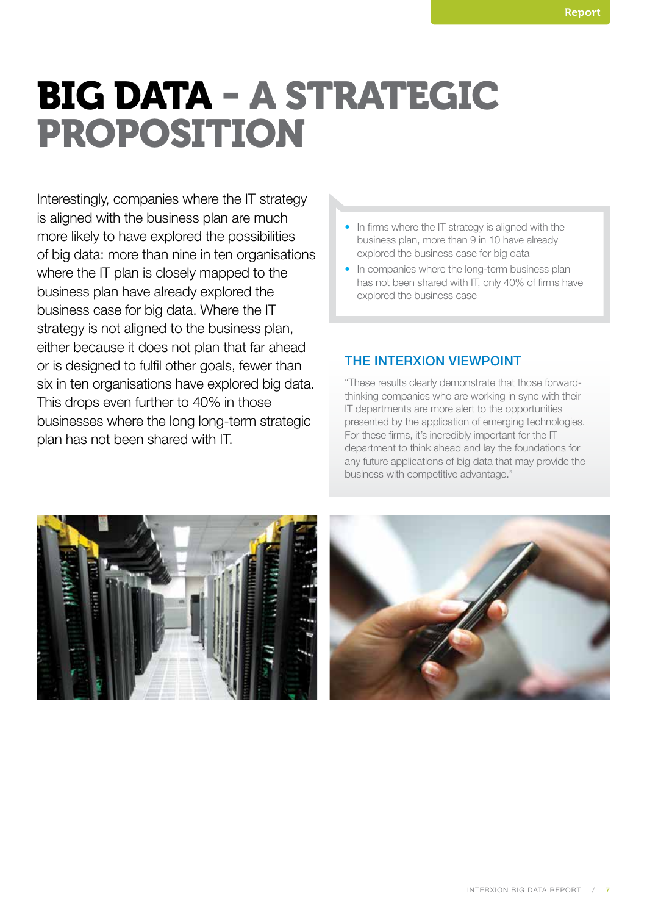# BIG DATA - A STRATEGIC PROPOSITION

Interestingly, companies where the IT strategy is aligned with the business plan are much more likely to have explored the possibilities of big data: more than nine in ten organisations where the IT plan is closely mapped to the business plan have already explored the business case for big data. Where the IT strategy is not aligned to the business plan, either because it does not plan that far ahead or is designed to fulfil other goals, fewer than six in ten organisations have explored big data. This drops even further to 40% in those businesses where the long long-term strategic plan has not been shared with IT.

- In firms where the IT strategy is aligned with the business plan, more than 9 in 10 have already explored the business case for big data
- In companies where the long-term business plan has not been shared with IT, only 40% of firms have explored the business case

## THE INTERXION VIEWPOINT

"These results clearly demonstrate that those forward-thinking companies who are working in sync with their IT departments are more alert to the opportunities presented by the application of emerging technologies. For these firms, it's incredibly important for the IT department to think ahead and lay the foundations for any future applications of big data that may provide the business with competitive advantage."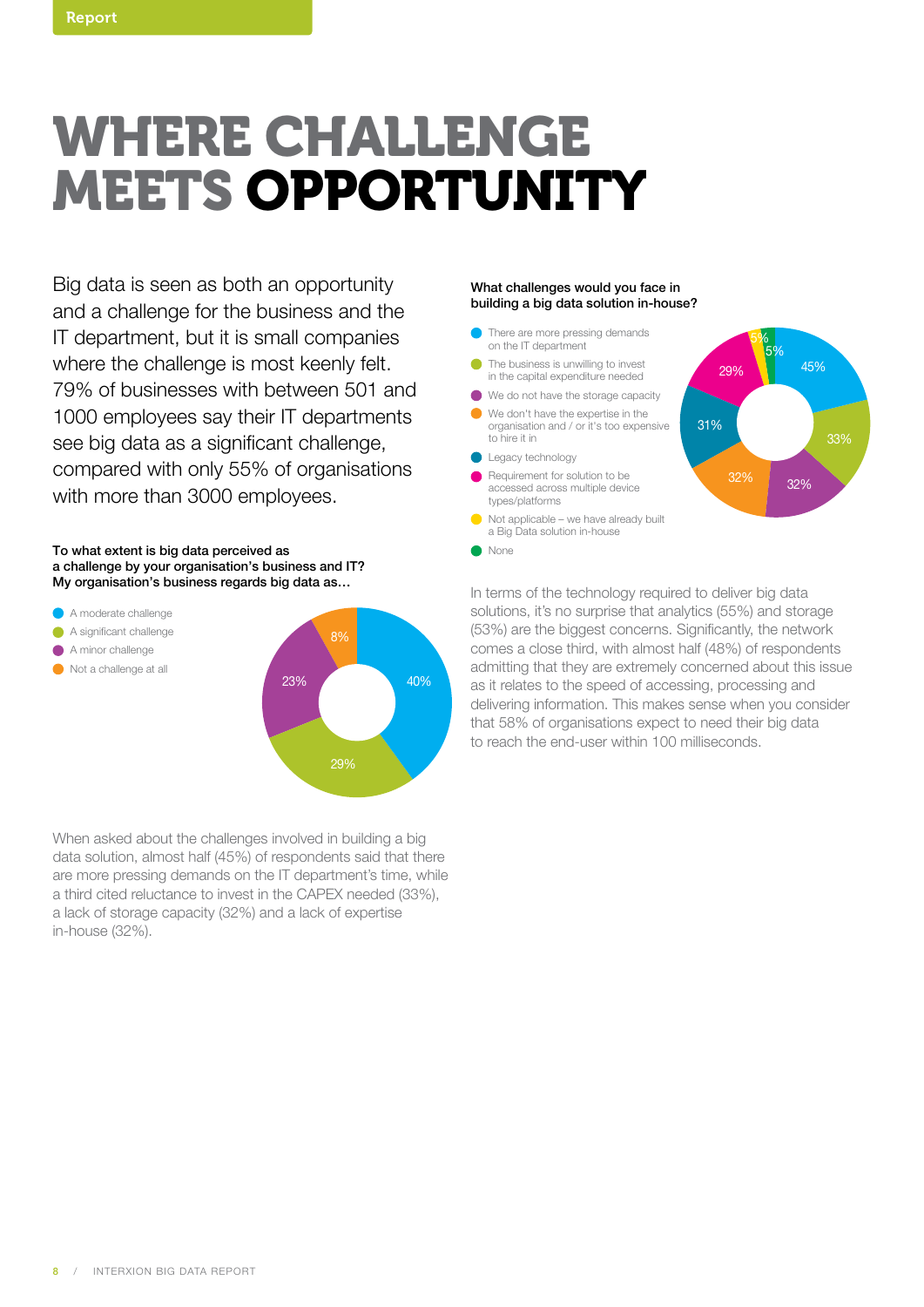Report

# WHERE CHALLENGE MEETS OPPORTUNITY

Big data is seen as both an opportunity and a challenge for the business and the IT department, but it is small companies where the challenge is most keenly felt. 79% of businesses with between 501 and 1000 employees say their IT departments see big data as a significant challenge, compared with only 55% of organisations with more than 3000 employees.

**To what extent is big data perceived as a challenge by your organisation's business and IT? My organisation's business regards big data as…**

| Response | % |
| --- | --- |
| A moderate challenge | 40% |
| A significant challenge | 29% |
| A minor challenge | 23% |
| Not a challenge at all | 8% |

When asked about the challenges involved in building a big data solution, almost half (45%) of respondents said that there are more pressing demands on the IT department's time, while a third cited reluctance to invest in the CAPEX needed (33%), a lack of storage capacity (32%) and a lack of expertise in-house (32%).

**What challenges would you face in building a big data solution in-house?**

| Challenge | % |
| --- | --- |
| There are more pressing demands on the IT department | 45% |
| The business is unwilling to invest in the capital expenditure needed | 33% |
| We do not have the storage capacity | 32% |
| We don't have the expertise in the organisation and / or it's too expensive to hire it in | 32% |
| Legacy technology | 31% |
| Requirement for solution to be accessed across multiple device types/platforms | 29% |
| Not applicable – we have already built a Big Data solution in-house | 5% |
| None | 5% |

In terms of the technology required to deliver big data solutions, it's no surprise that analytics (55%) and storage (53%) are the biggest concerns. Significantly, the network comes a close third, with almost half (48%) of respondents admitting that they are extremely concerned about this issue as it relates to the speed of accessing, processing and delivering information. This makes sense when you consider that 58% of organisations expect to need their big data to reach the end-user within 100 milliseconds.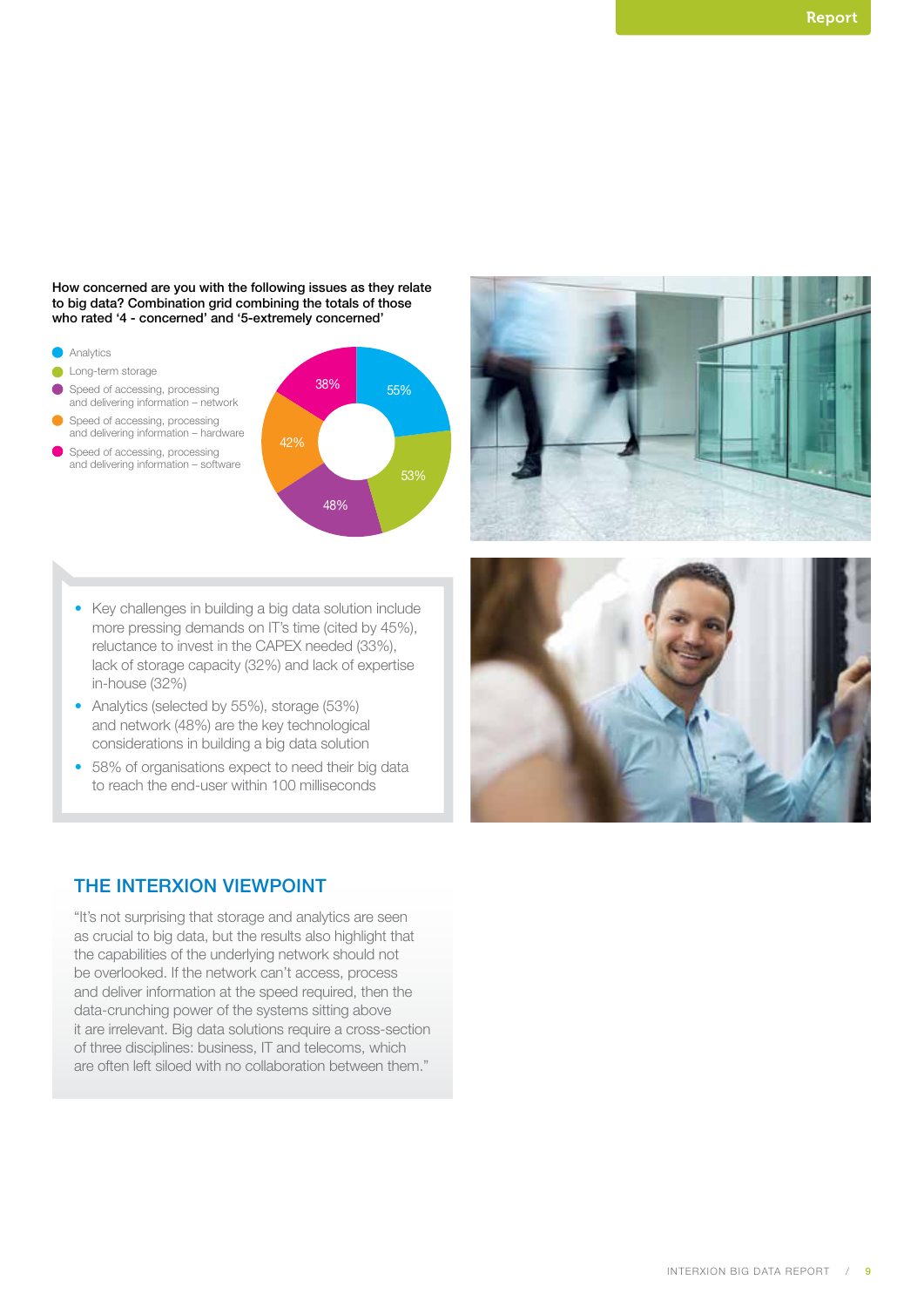**How concerned are you with the following issues as they relate to big data? Combination grid combining the totals of those who rated '4 - concerned' and '5-extremely concerned'**

| Issue | % |
|---|---|
| Analytics | 55% |
| Long-term storage | 53% |
| Speed of accessing, processing and delivering information – network | 48% |
| Speed of accessing, processing and delivering information – hardware | 42% |
| Speed of accessing, processing and delivering information – software | 38% |

- Key challenges in building a big data solution include more pressing demands on IT's time (cited by 45%), reluctance to invest in the CAPEX needed (33%), lack of storage capacity (32%) and lack of expertise in-house (32%)
- Analytics (selected by 55%), storage (53%) and network (48%) are the key technological considerations in building a big data solution
- 58% of organisations expect to need their big data to reach the end-user within 100 milliseconds

## THE INTERXION VIEWPOINT

"It's not surprising that storage and analytics are seen as crucial to big data, but the results also highlight that the capabilities of the underlying network should not be overlooked. If the network can't access, process and deliver information at the speed required, then the data-crunching power of the systems sitting above it are irrelevant. Big data solutions require a cross-section of three disciplines: business, IT and telecoms, which are often left siloed with no collaboration between them."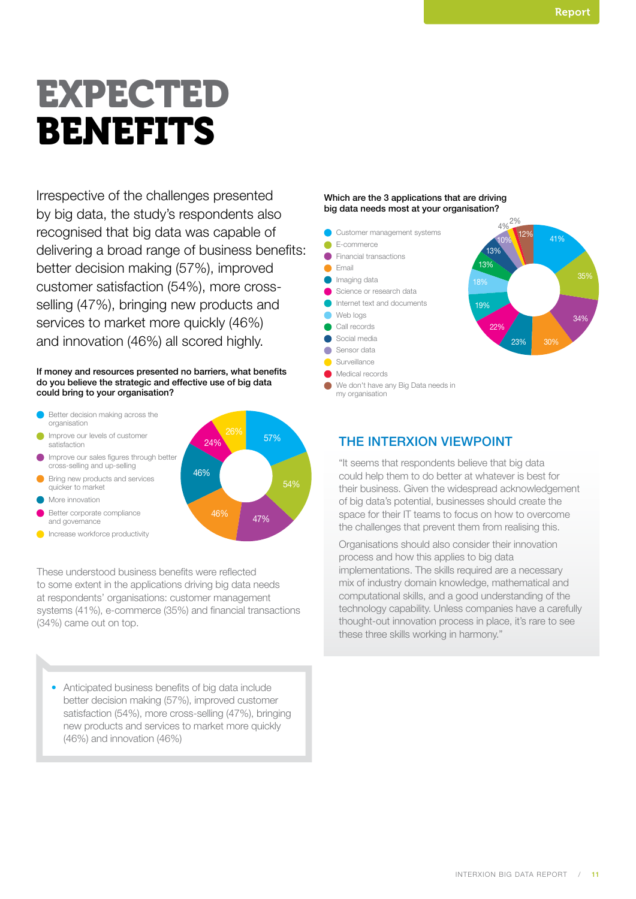# EXPECTED BENEFITS

Irrespective of the challenges presented by big data, the study's respondents also recognised that big data was capable of delivering a broad range of business benefits: better decision making (57%), improved customer satisfaction (54%), more cross-selling (47%), bringing new products and services to market more quickly (46%) and innovation (46%) all scored highly.

**If money and resources presented no barriers, what benefits do you believe the strategic and effective use of big data could bring to your organisation?**

| Benefit | % |
|---|---|
| Better decision making across the organisation | 57% |
| Improve our levels of customer satisfaction | 54% |
| Improve our sales figures through better cross-selling and up-selling | 47% |
| Bring new products and services quicker to market | 46% |
| More innovation | 46% |
| Better corporate compliance and governance | 24% |
| Increase workforce productivity | 26% |

These understood business benefits were reflected to some extent in the applications driving big data needs at respondents' organisations: customer management systems (41%), e-commerce (35%) and financial transactions (34%) came out on top.

- Anticipated business benefits of big data include better decision making (57%), improved customer satisfaction (54%), more cross-selling (47%), bringing new products and services to market more quickly (46%) and innovation (46%)

**Which are the 3 applications that are driving big data needs most at your organisation?**

| Application | % |
|---|---|
| Customer management systems | 41% |
| E-commerce | 35% |
| Financial transactions | 34% |
| Email | 30% |
| Imaging data | 23% |
| Science or research data | 22% |
| Internet text and documents | 19% |
| Web logs | 18% |
| Call records | 13% |
| Social media | 13% |
| Sensor data | 10% |
| Surveillance | 4% |
| Medical records | 2% |
| We don't have any Big Data needs in my organisation | 12% |

## THE INTERXION VIEWPOINT

"It seems that respondents believe that big data could help them to do better at whatever is best for their business. Given the widespread acknowledgement of big data's potential, businesses should create the space for their IT teams to focus on how to overcome the challenges that prevent them from realising this.

Organisations should also consider their innovation process and how this applies to big data implementations. The skills required are a necessary mix of industry domain knowledge, mathematical and computational skills, and a good understanding of the technology capability. Unless companies have a carefully thought-out innovation process in place, it's rare to see these three skills working in harmony."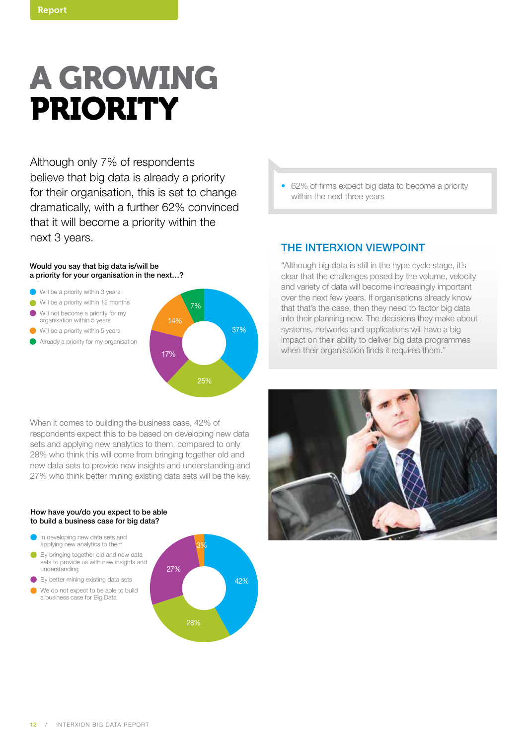Report

# A GROWING PRIORITY

Although only 7% of respondents believe that big data is already a priority for their organisation, this is set to change dramatically, with a further 62% convinced that it will become a priority within the next 3 years.

**Would you say that big data is/will be a priority for your organisation in the next…?**

- Will be a priority within 3 years: 37%
- Will be a priority within 12 months: 25%
- Will not become a priority for my organisation within 5 years: 17%
- Will be a priority within 5 years: 14%
- Already a priority for my organisation: 7%

When it comes to building the business case, 42% of respondents expect this to be based on developing new data sets and applying new analytics to them, compared to only 28% who think this will come from bringing together old and new data sets to provide new insights and understanding and 27% who think better mining existing data sets will be the key.

**How have you/do you expect to be able to build a business case for big data?**

- In developing new data sets and applying new analytics to them: 42%
- By bringing together old and new data sets to provide us with new insights and understanding: 28%
- By better mining existing data sets: 27%
- We do not expect to be able to build a business case for Big Data: 3%

- 62% of firms expect big data to become a priority within the next three years

## THE INTERXION VIEWPOINT

"Although big data is still in the hype cycle stage, it's clear that the challenges posed by the volume, velocity and variety of data will become increasingly important over the next few years. If organisations already know that that's the case, then they need to factor big data into their planning now. The decisions they make about systems, networks and applications will have a big impact on their ability to deliver big data programmes when their organisation finds it requires them."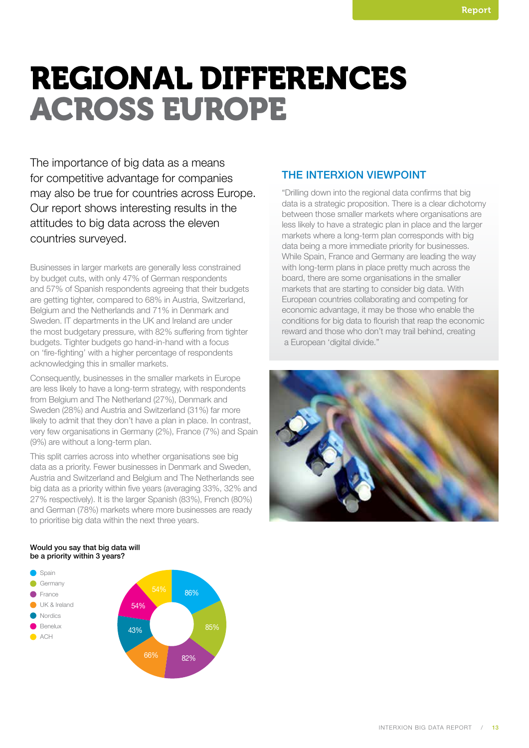# REGIONAL DIFFERENCES ACROSS EUROPE

The importance of big data as a means for competitive advantage for companies may also be true for countries across Europe. Our report shows interesting results in the attitudes to big data across the eleven countries surveyed.

Businesses in larger markets are generally less constrained by budget cuts, with only 47% of German respondents and 57% of Spanish respondents agreeing that their budgets are getting tighter, compared to 68% in Austria, Switzerland, Belgium and the Netherlands and 71% in Denmark and Sweden. IT departments in the UK and Ireland are under the most budgetary pressure, with 82% suffering from tighter budgets. Tighter budgets go hand-in-hand with a focus on 'fire-fighting' with a higher percentage of respondents acknowledging this in smaller markets.

Consequently, businesses in the smaller markets in Europe are less likely to have a long-term strategy, with respondents from Belgium and The Netherland (27%), Denmark and Sweden (28%) and Austria and Switzerland (31%) far more likely to admit that they don't have a plan in place. In contrast, very few organisations in Germany (2%), France (7%) and Spain (9%) are without a long-term plan.

This split carries across into whether organisations see big data as a priority. Fewer businesses in Denmark and Sweden, Austria and Switzerland and Belgium and The Netherlands see big data as a priority within five years (averaging 33%, 32% and 27% respectively). It is the larger Spanish (83%), French (80%) and German (78%) markets where more businesses are ready to prioritise big data within the next three years.

**Would you say that big data will be a priority within 3 years?**

| Region | % |
|---|---|
| Spain | 86% |
| Germany | 85% |
| France | 82% |
| UK & Ireland | 66% |
| Nordics | 43% |
| Benelux | 54% |
| ACH | 54% |

## THE INTERXION VIEWPOINT

"Drilling down into the regional data confirms that big data is a strategic proposition. There is a clear dichotomy between those smaller markets where organisations are less likely to have a strategic plan in place and the larger markets where a long-term plan corresponds with big data being a more immediate priority for businesses. While Spain, France and Germany are leading the way with long-term plans in place pretty much across the board, there are some organisations in the smaller markets that are starting to consider big data. With European countries collaborating and competing for economic advantage, it may be those who enable the conditions for big data to flourish that reap the economic reward and those who don't may trail behind, creating a European 'digital divide."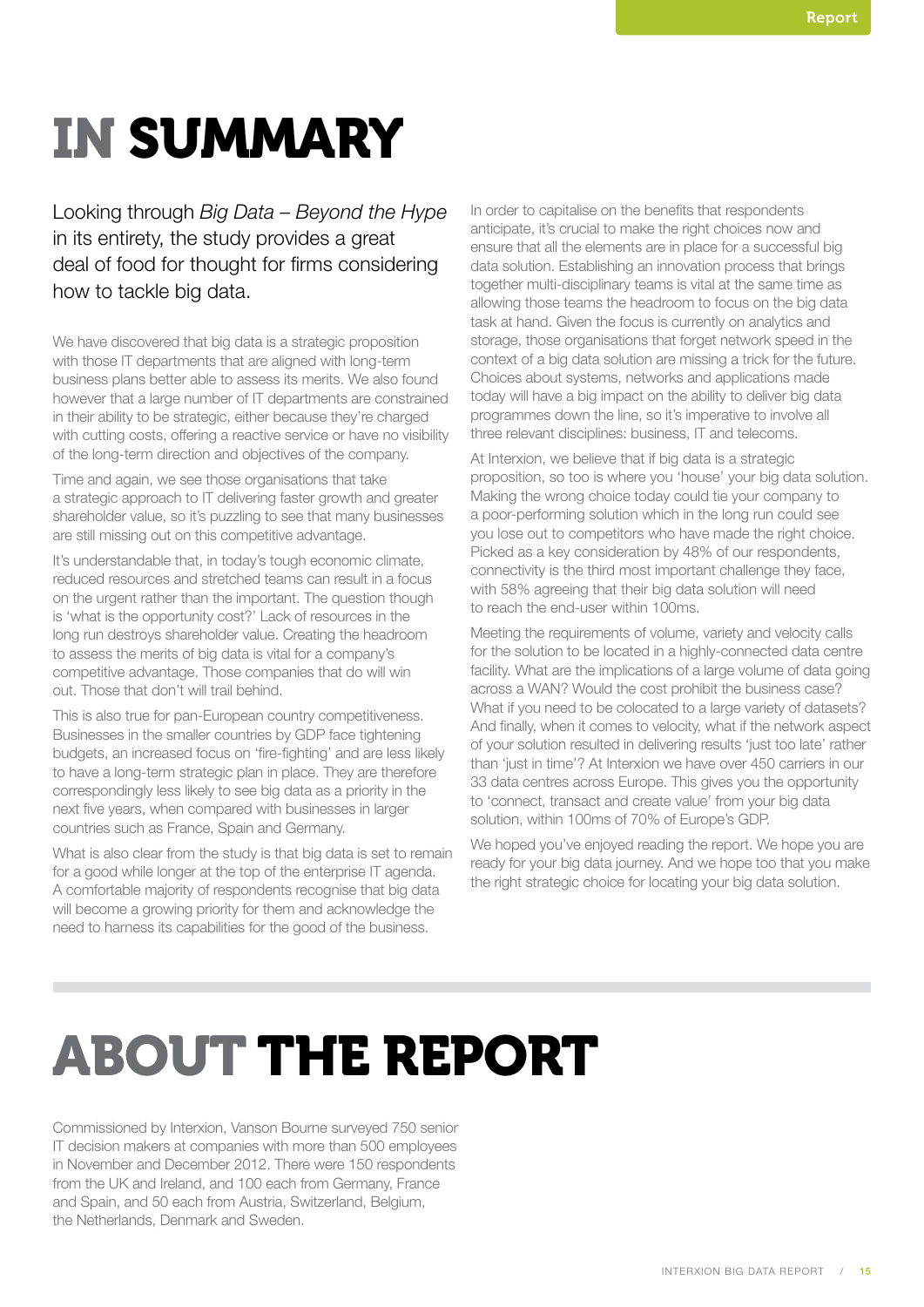# IN SUMMARY

Looking through *Big Data – Beyond the Hype* in its entirety, the study provides a great deal of food for thought for firms considering how to tackle big data.

We have discovered that big data is a strategic proposition with those IT departments that are aligned with long-term business plans better able to assess its merits. We also found however that a large number of IT departments are constrained in their ability to be strategic, either because they're charged with cutting costs, offering a reactive service or have no visibility of the long-term direction and objectives of the company.

Time and again, we see those organisations that take a strategic approach to IT delivering faster growth and greater shareholder value, so it's puzzling to see that many businesses are still missing out on this competitive advantage.

It's understandable that, in today's tough economic climate, reduced resources and stretched teams can result in a focus on the urgent rather than the important. The question though is 'what is the opportunity cost?' Lack of resources in the long run destroys shareholder value. Creating the headroom to assess the merits of big data is vital for a company's competitive advantage. Those companies that do will win out. Those that don't will trail behind.

This is also true for pan-European country competitiveness. Businesses in the smaller countries by GDP face tightening budgets, an increased focus on 'fire-fighting' and are less likely to have a long-term strategic plan in place. They are therefore correspondingly less likely to see big data as a priority in the next five years, when compared with businesses in larger countries such as France, Spain and Germany.

What is also clear from the study is that big data is set to remain for a good while longer at the top of the enterprise IT agenda. A comfortable majority of respondents recognise that big data will become a growing priority for them and acknowledge the need to harness its capabilities for the good of the business.

In order to capitalise on the benefits that respondents anticipate, it's crucial to make the right choices now and ensure that all the elements are in place for a successful big data solution. Establishing an innovation process that brings together multi-disciplinary teams is vital at the same time as allowing those teams the headroom to focus on the big data task at hand. Given the focus is currently on analytics and storage, those organisations that forget network speed in the context of a big data solution are missing a trick for the future. Choices about systems, networks and applications made today will have a big impact on the ability to deliver big data programmes down the line, so it's imperative to involve all three relevant disciplines: business, IT and telecoms.

At Interxion, we believe that if big data is a strategic proposition, so too is where you 'house' your big data solution. Making the wrong choice today could tie your company to a poor-performing solution which in the long run could see you lose out to competitors who have made the right choice. Picked as a key consideration by 48% of our respondents, connectivity is the third most important challenge they face, with 58% agreeing that their big data solution will need to reach the end-user within 100ms.

Meeting the requirements of volume, variety and velocity calls for the solution to be located in a highly-connected data centre facility. What are the implications of a large volume of data going across a WAN? Would the cost prohibit the business case? What if you need to be colocated to a large variety of datasets? And finally, when it comes to velocity, what if the network aspect of your solution resulted in delivering results 'just too late' rather than 'just in time'? At Interxion we have over 450 carriers in our 33 data centres across Europe. This gives you the opportunity to 'connect, transact and create value' from your big data solution, within 100ms of 70% of Europe's GDP.

We hoped you've enjoyed reading the report. We hope you are ready for your big data journey. And we hope too that you make the right strategic choice for locating your big data solution.

# ABOUT THE REPORT

Commissioned by Interxion, Vanson Bourne surveyed 750 senior IT decision makers at companies with more than 500 employees in November and December 2012. There were 150 respondents from the UK and Ireland, and 100 each from Germany, France and Spain, and 50 each from Austria, Switzerland, Belgium, the Netherlands, Denmark and Sweden.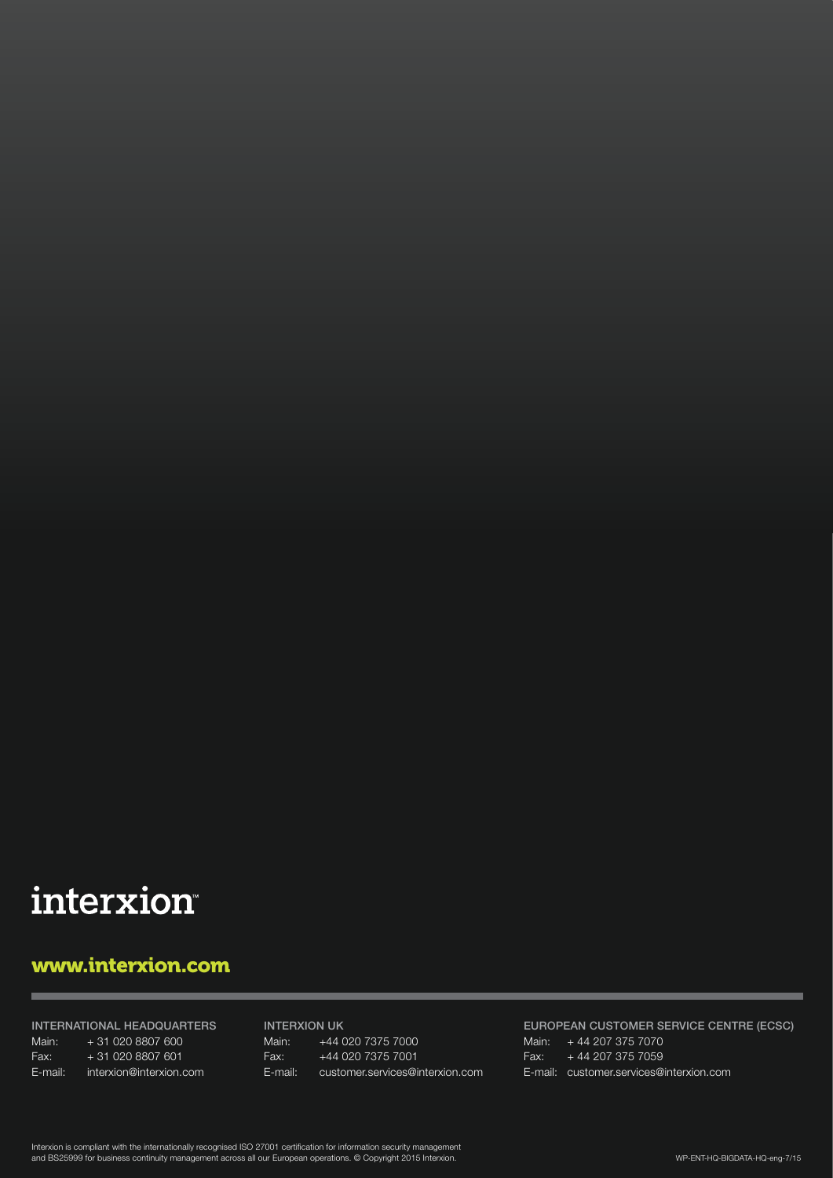interxion™

**www.interxion.com**

**INTERNATIONAL HEADQUARTERS**
Main: + 31 020 8807 600
Fax: + 31 020 8807 601
E-mail: interxion@interxion.com

**INTERXION UK**
Main: +44 020 7375 7000
Fax: +44 020 7375 7001
E-mail: customer.services@interxion.com

**EUROPEAN CUSTOMER SERVICE CENTRE (ECSC)**
Main: + 44 207 375 7070
Fax: + 44 207 375 7059
E-mail: customer.services@interxion.com

Interxion is compliant with the internationally recognised ISO 27001 certification for information security management and BS25999 for business continuity management across all our European operations. © Copyright 2015 Interxion.

WP-ENT-HQ-BIGDATA-HQ-eng-7/15